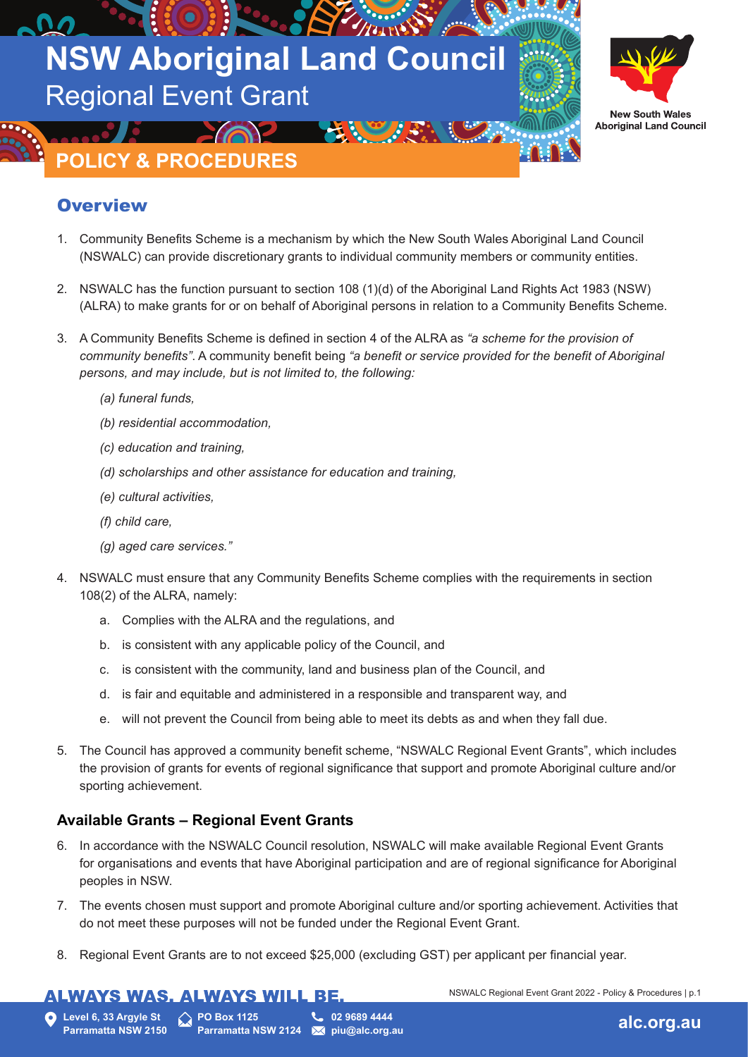# NSW Aboriginal Land Council
Regional Event Grant

## POLICY & PROCEDURES

## Overview

1. Community Benefits Scheme is a mechanism by which the New South Wales Aboriginal Land Council (NSWALC) can provide discretionary grants to individual community members or community entities.

2. NSWALC has the function pursuant to section 108 (1)(d) of the Aboriginal Land Rights Act 1983 (NSW) (ALRA) to make grants for or on behalf of Aboriginal persons in relation to a Community Benefits Scheme.

3. A Community Benefits Scheme is defined in section 4 of the ALRA as *"a scheme for the provision of community benefits"*. A community benefit being *"a benefit or service provided for the benefit of Aboriginal persons, and may include, but is not limited to, the following:*

   *(a) funeral funds,*

   *(b) residential accommodation,*

   *(c) education and training,*

   *(d) scholarships and other assistance for education and training,*

   *(e) cultural activities,*

   *(f) child care,*

   *(g) aged care services."*

4. NSWALC must ensure that any Community Benefits Scheme complies with the requirements in section 108(2) of the ALRA, namely:

   a. Complies with the ALRA and the regulations, and

   b. is consistent with any applicable policy of the Council, and

   c. is consistent with the community, land and business plan of the Council, and

   d. is fair and equitable and administered in a responsible and transparent way, and

   e. will not prevent the Council from being able to meet its debts as and when they fall due.

5. The Council has approved a community benefit scheme, "NSWALC Regional Event Grants", which includes the provision of grants for events of regional significance that support and promote Aboriginal culture and/or sporting achievement.

### Available Grants – Regional Event Grants

6. In accordance with the NSWALC Council resolution, NSWALC will make available Regional Event Grants for organisations and events that have Aboriginal participation and are of regional significance for Aboriginal peoples in NSW.

7. The events chosen must support and promote Aboriginal culture and/or sporting achievement. Activities that do not meet these purposes will not be funded under the Regional Event Grant.

8. Regional Event Grants are to not exceed $25,000 (excluding GST) per applicant per financial year.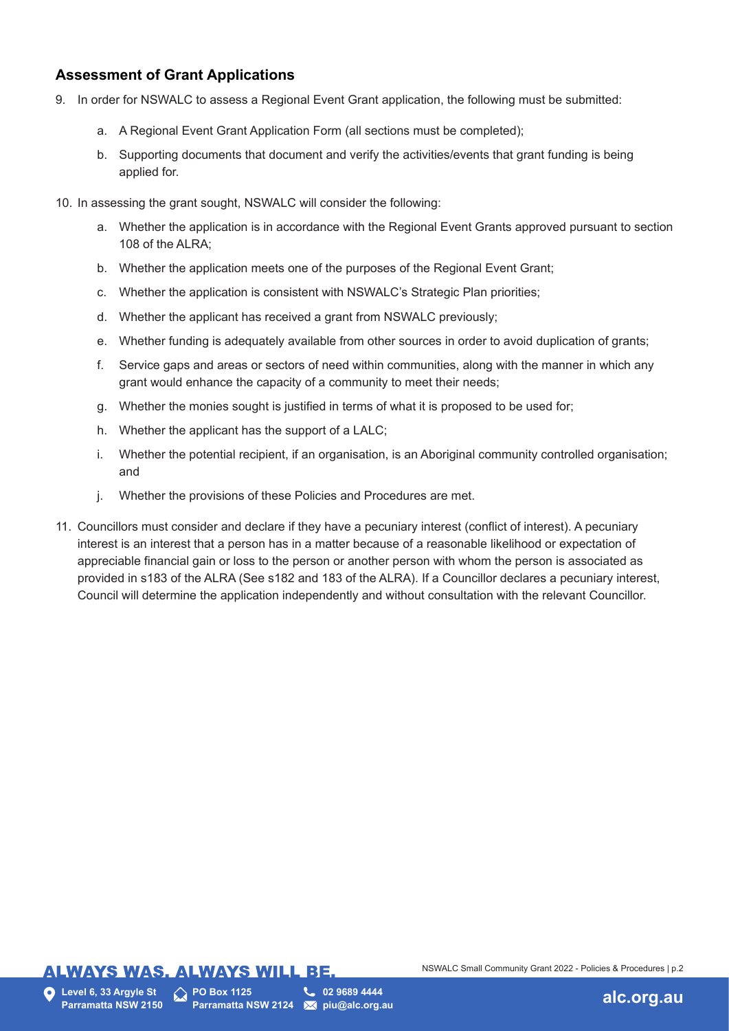## Assessment of Grant Applications

9. In order for NSWALC to assess a Regional Event Grant application, the following must be submitted:

    a. A Regional Event Grant Application Form (all sections must be completed);

    b. Supporting documents that document and verify the activities/events that grant funding is being applied for.

10. In assessing the grant sought, NSWALC will consider the following:

    a. Whether the application is in accordance with the Regional Event Grants approved pursuant to section 108 of the ALRA;

    b. Whether the application meets one of the purposes of the Regional Event Grant;

    c. Whether the application is consistent with NSWALC's Strategic Plan priorities;

    d. Whether the applicant has received a grant from NSWALC previously;

    e. Whether funding is adequately available from other sources in order to avoid duplication of grants;

    f. Service gaps and areas or sectors of need within communities, along with the manner in which any grant would enhance the capacity of a community to meet their needs;

    g. Whether the monies sought is justified in terms of what it is proposed to be used for;

    h. Whether the applicant has the support of a LALC;

    i. Whether the potential recipient, if an organisation, is an Aboriginal community controlled organisation; and

    j. Whether the provisions of these Policies and Procedures are met.

11. Councillors must consider and declare if they have a pecuniary interest (conflict of interest). A pecuniary interest is an interest that a person has in a matter because of a reasonable likelihood or expectation of appreciable financial gain or loss to the person or another person with whom the person is associated as provided in s183 of the ALRA (See s182 and 183 of the ALRA). If a Councillor declares a pecuniary interest, Council will determine the application independently and without consultation with the relevant Councillor.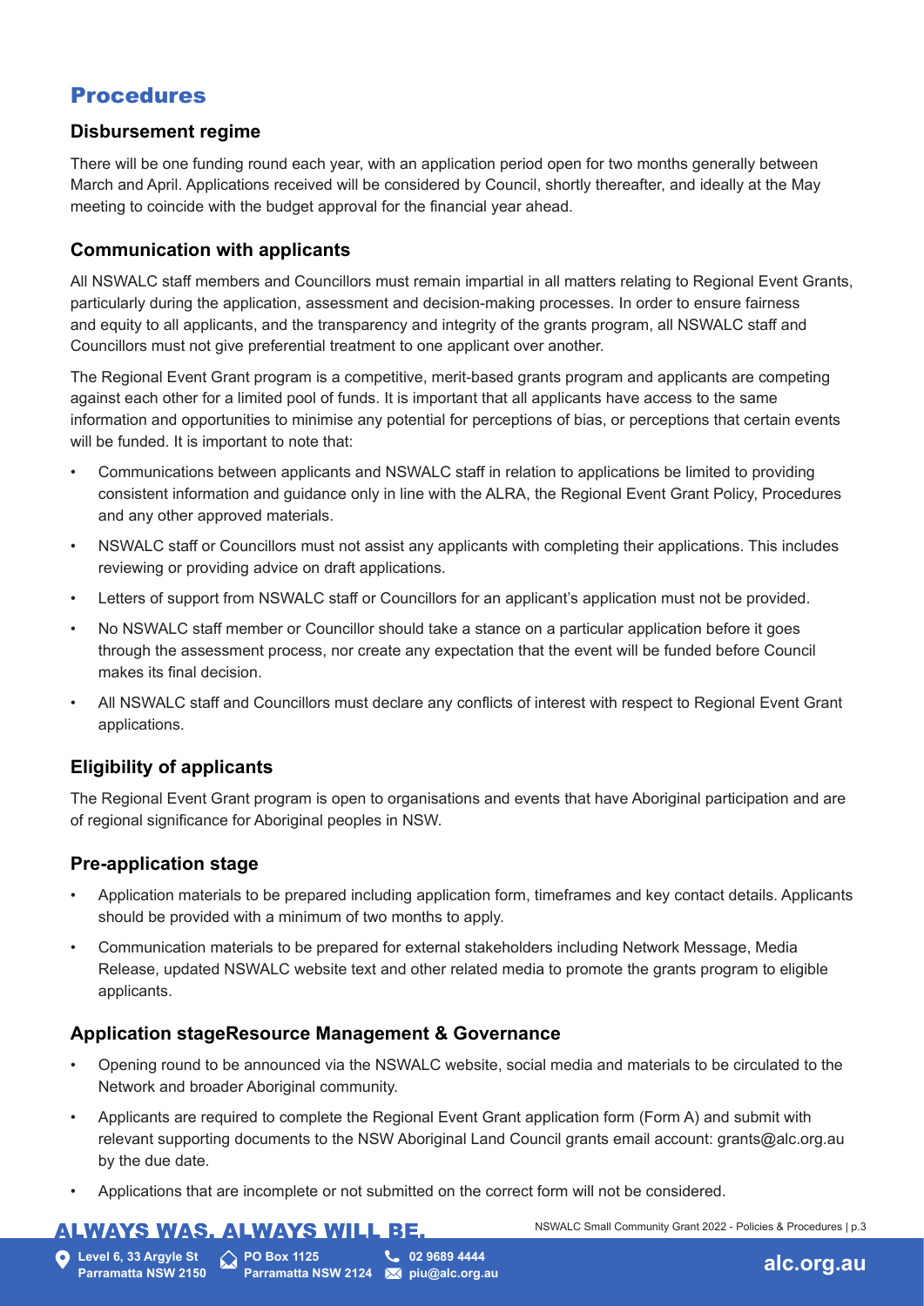## Procedures

### Disbursement regime

There will be one funding round each year, with an application period open for two months generally between March and April. Applications received will be considered by Council, shortly thereafter, and ideally at the May meeting to coincide with the budget approval for the financial year ahead.

### Communication with applicants

All NSWALC staff members and Councillors must remain impartial in all matters relating to Regional Event Grants, particularly during the application, assessment and decision-making processes. In order to ensure fairness and equity to all applicants, and the transparency and integrity of the grants program, all NSWALC staff and Councillors must not give preferential treatment to one applicant over another.

The Regional Event Grant program is a competitive, merit-based grants program and applicants are competing against each other for a limited pool of funds. It is important that all applicants have access to the same information and opportunities to minimise any potential for perceptions of bias, or perceptions that certain events will be funded. It is important to note that:

- Communications between applicants and NSWALC staff in relation to applications be limited to providing consistent information and guidance only in line with the ALRA, the Regional Event Grant Policy, Procedures and any other approved materials.
- NSWALC staff or Councillors must not assist any applicants with completing their applications. This includes reviewing or providing advice on draft applications.
- Letters of support from NSWALC staff or Councillors for an applicant's application must not be provided.
- No NSWALC staff member or Councillor should take a stance on a particular application before it goes through the assessment process, nor create any expectation that the event will be funded before Council makes its final decision.
- All NSWALC staff and Councillors must declare any conflicts of interest with respect to Regional Event Grant applications.

### Eligibility of applicants

The Regional Event Grant program is open to organisations and events that have Aboriginal participation and are of regional significance for Aboriginal peoples in NSW.

### Pre-application stage

- Application materials to be prepared including application form, timeframes and key contact details. Applicants should be provided with a minimum of two months to apply.
- Communication materials to be prepared for external stakeholders including Network Message, Media Release, updated NSWALC website text and other related media to promote the grants program to eligible applicants.

### Application stageResource Management & Governance

- Opening round to be announced via the NSWALC website, social media and materials to be circulated to the Network and broader Aboriginal community.
- Applicants are required to complete the Regional Event Grant application form (Form A) and submit with relevant supporting documents to the NSW Aboriginal Land Council grants email account: grants@alc.org.au by the due date.
- Applications that are incomplete or not submitted on the correct form will not be considered.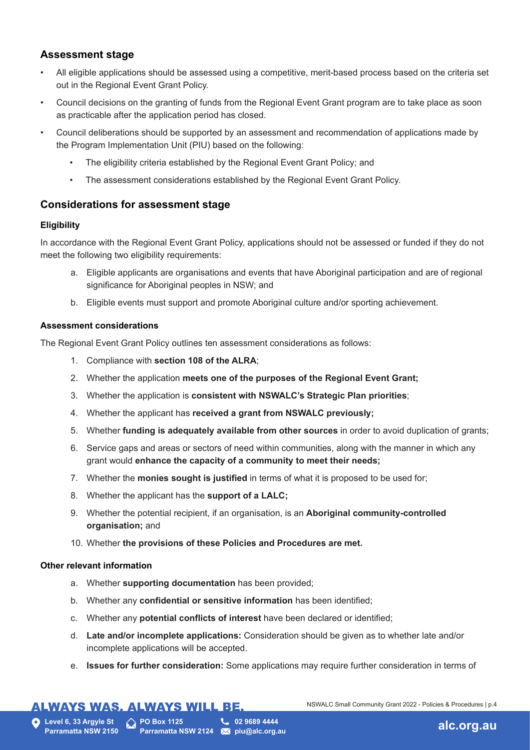## Assessment stage

- All eligible applications should be assessed using a competitive, merit-based process based on the criteria set out in the Regional Event Grant Policy.
- Council decisions on the granting of funds from the Regional Event Grant program are to take place as soon as practicable after the application period has closed.
- Council deliberations should be supported by an assessment and recommendation of applications made by the Program Implementation Unit (PIU) based on the following:
  - The eligibility criteria established by the Regional Event Grant Policy; and
  - The assessment considerations established by the Regional Event Grant Policy.

## Considerations for assessment stage

### Eligibility

In accordance with the Regional Event Grant Policy, applications should not be assessed or funded if they do not meet the following two eligibility requirements:

a. Eligible applicants are organisations and events that have Aboriginal participation and are of regional significance for Aboriginal peoples in NSW; and

b. Eligible events must support and promote Aboriginal culture and/or sporting achievement.

### Assessment considerations

The Regional Event Grant Policy outlines ten assessment considerations as follows:

1. Compliance with **section 108 of the ALRA**;
2. Whether the application **meets one of the purposes of the Regional Event Grant;**
3. Whether the application is **consistent with NSWALC's Strategic Plan priorities**;
4. Whether the applicant has **received a grant from NSWALC previously;**
5. Whether **funding is adequately available from other sources** in order to avoid duplication of grants;
6. Service gaps and areas or sectors of need within communities, along with the manner in which any grant would **enhance the capacity of a community to meet their needs;**
7. Whether the **monies sought is justified** in terms of what it is proposed to be used for;
8. Whether the applicant has the **support of a LALC;**
9. Whether the potential recipient, if an organisation, is an **Aboriginal community-controlled organisation;** and
10. Whether **the provisions of these Policies and Procedures are met.**

### Other relevant information

a. Whether **supporting documentation** has been provided;

b. Whether any **confidential or sensitive information** has been identified;

c. Whether any **potential conflicts of interest** have been declared or identified;

d. **Late and/or incomplete applications:** Consideration should be given as to whether late and/or incomplete applications will be accepted.

e. **Issues for further consideration:** Some applications may require further consideration in terms of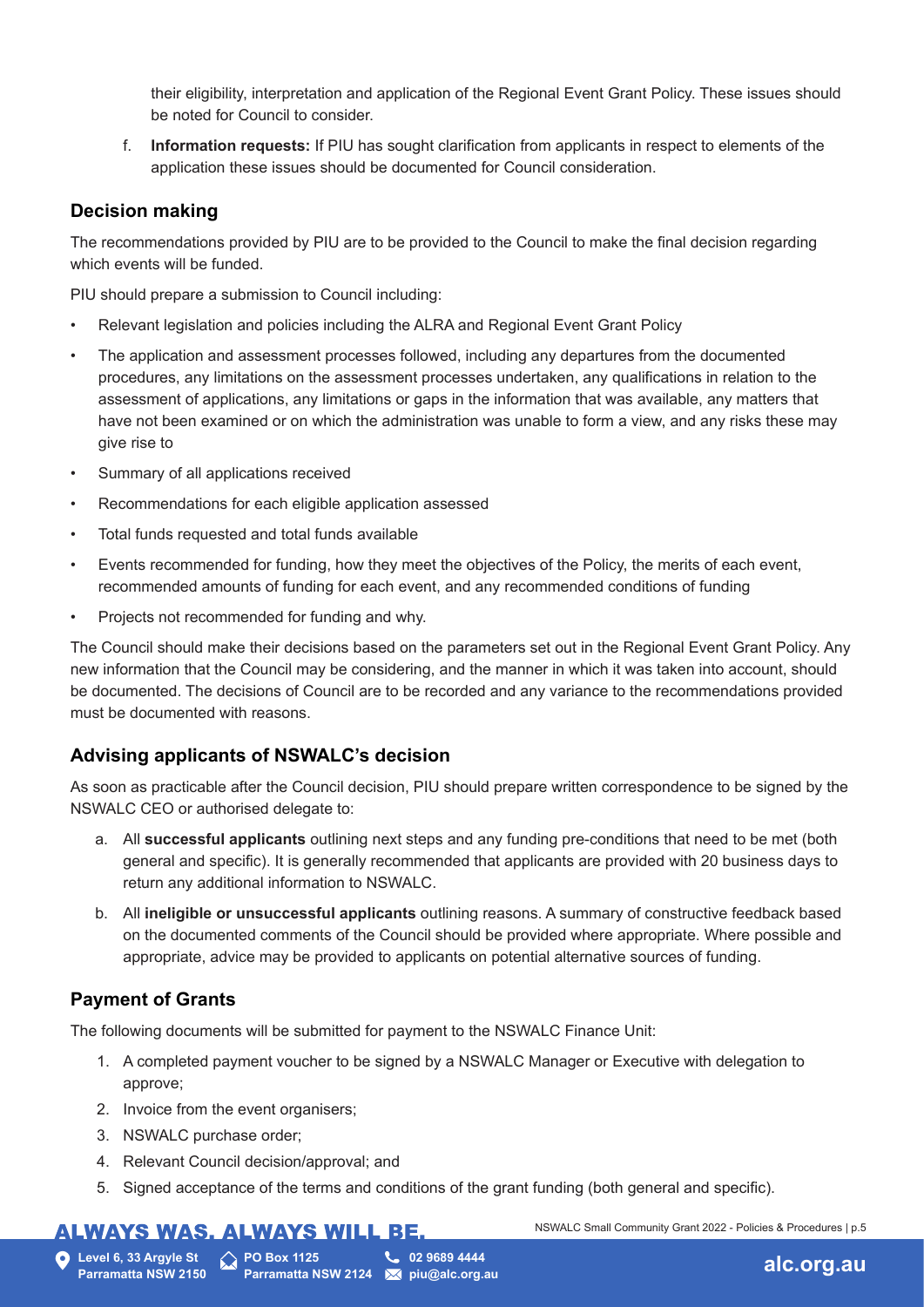their eligibility, interpretation and application of the Regional Event Grant Policy. These issues should be noted for Council to consider.

f. **Information requests:** If PIU has sought clarification from applicants in respect to elements of the application these issues should be documented for Council consideration.

## Decision making

The recommendations provided by PIU are to be provided to the Council to make the final decision regarding which events will be funded.

PIU should prepare a submission to Council including:

- Relevant legislation and policies including the ALRA and Regional Event Grant Policy
- The application and assessment processes followed, including any departures from the documented procedures, any limitations on the assessment processes undertaken, any qualifications in relation to the assessment of applications, any limitations or gaps in the information that was available, any matters that have not been examined or on which the administration was unable to form a view, and any risks these may give rise to
- Summary of all applications received
- Recommendations for each eligible application assessed
- Total funds requested and total funds available
- Events recommended for funding, how they meet the objectives of the Policy, the merits of each event, recommended amounts of funding for each event, and any recommended conditions of funding
- Projects not recommended for funding and why.

The Council should make their decisions based on the parameters set out in the Regional Event Grant Policy. Any new information that the Council may be considering, and the manner in which it was taken into account, should be documented. The decisions of Council are to be recorded and any variance to the recommendations provided must be documented with reasons.

## Advising applicants of NSWALC's decision

As soon as practicable after the Council decision, PIU should prepare written correspondence to be signed by the NSWALC CEO or authorised delegate to:

a. All **successful applicants** outlining next steps and any funding pre-conditions that need to be met (both general and specific). It is generally recommended that applicants are provided with 20 business days to return any additional information to NSWALC.

b. All **ineligible or unsuccessful applicants** outlining reasons. A summary of constructive feedback based on the documented comments of the Council should be provided where appropriate. Where possible and appropriate, advice may be provided to applicants on potential alternative sources of funding.

## Payment of Grants

The following documents will be submitted for payment to the NSWALC Finance Unit:

1. A completed payment voucher to be signed by a NSWALC Manager or Executive with delegation to approve;
2. Invoice from the event organisers;
3. NSWALC purchase order;
4. Relevant Council decision/approval; and
5. Signed acceptance of the terms and conditions of the grant funding (both general and specific).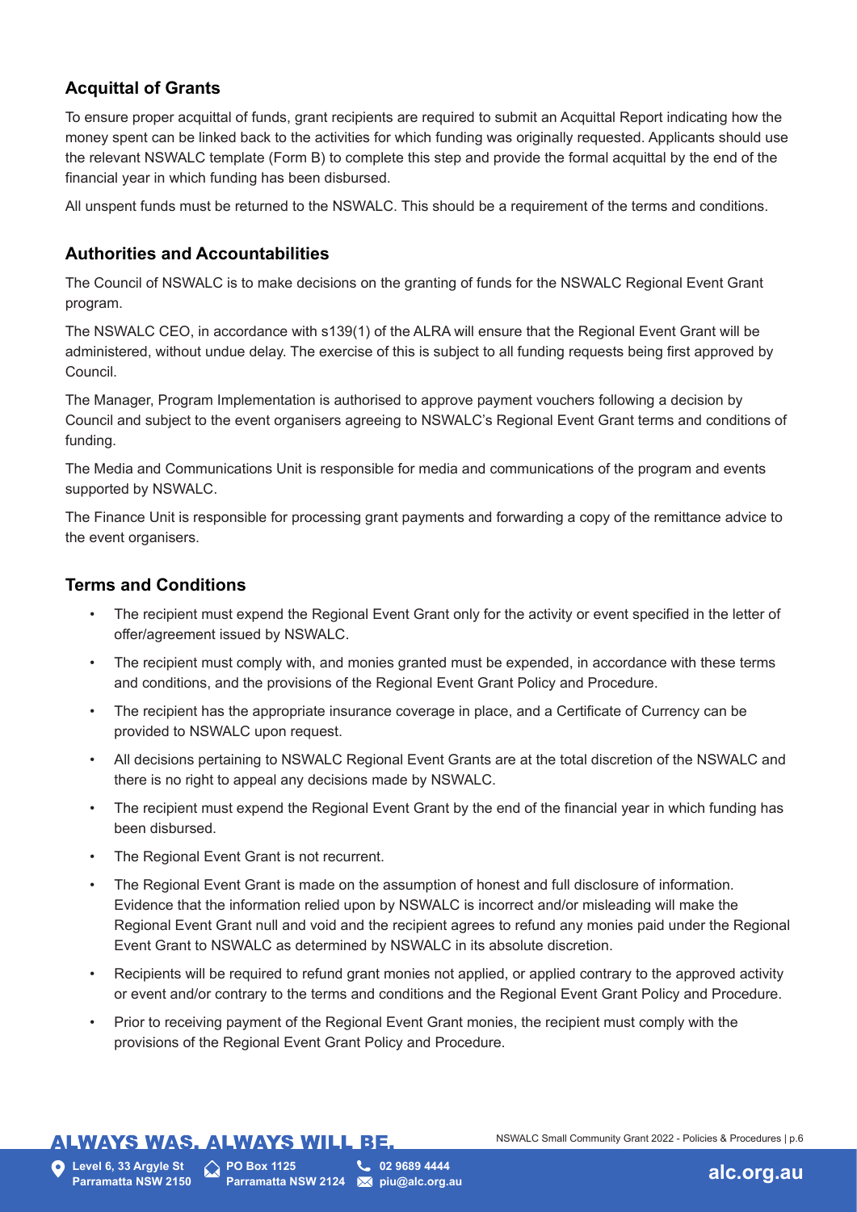## Acquittal of Grants

To ensure proper acquittal of funds, grant recipients are required to submit an Acquittal Report indicating how the money spent can be linked back to the activities for which funding was originally requested. Applicants should use the relevant NSWALC template (Form B) to complete this step and provide the formal acquittal by the end of the financial year in which funding has been disbursed.

All unspent funds must be returned to the NSWALC. This should be a requirement of the terms and conditions.

## Authorities and Accountabilities

The Council of NSWALC is to make decisions on the granting of funds for the NSWALC Regional Event Grant program.

The NSWALC CEO, in accordance with s139(1) of the ALRA will ensure that the Regional Event Grant will be administered, without undue delay. The exercise of this is subject to all funding requests being first approved by Council.

The Manager, Program Implementation is authorised to approve payment vouchers following a decision by Council and subject to the event organisers agreeing to NSWALC's Regional Event Grant terms and conditions of funding.

The Media and Communications Unit is responsible for media and communications of the program and events supported by NSWALC.

The Finance Unit is responsible for processing grant payments and forwarding a copy of the remittance advice to the event organisers.

## Terms and Conditions

- The recipient must expend the Regional Event Grant only for the activity or event specified in the letter of offer/agreement issued by NSWALC.
- The recipient must comply with, and monies granted must be expended, in accordance with these terms and conditions, and the provisions of the Regional Event Grant Policy and Procedure.
- The recipient has the appropriate insurance coverage in place, and a Certificate of Currency can be provided to NSWALC upon request.
- All decisions pertaining to NSWALC Regional Event Grants are at the total discretion of the NSWALC and there is no right to appeal any decisions made by NSWALC.
- The recipient must expend the Regional Event Grant by the end of the financial year in which funding has been disbursed.
- The Regional Event Grant is not recurrent.
- The Regional Event Grant is made on the assumption of honest and full disclosure of information. Evidence that the information relied upon by NSWALC is incorrect and/or misleading will make the Regional Event Grant null and void and the recipient agrees to refund any monies paid under the Regional Event Grant to NSWALC as determined by NSWALC in its absolute discretion.
- Recipients will be required to refund grant monies not applied, or applied contrary to the approved activity or event and/or contrary to the terms and conditions and the Regional Event Grant Policy and Procedure.
- Prior to receiving payment of the Regional Event Grant monies, the recipient must comply with the provisions of the Regional Event Grant Policy and Procedure.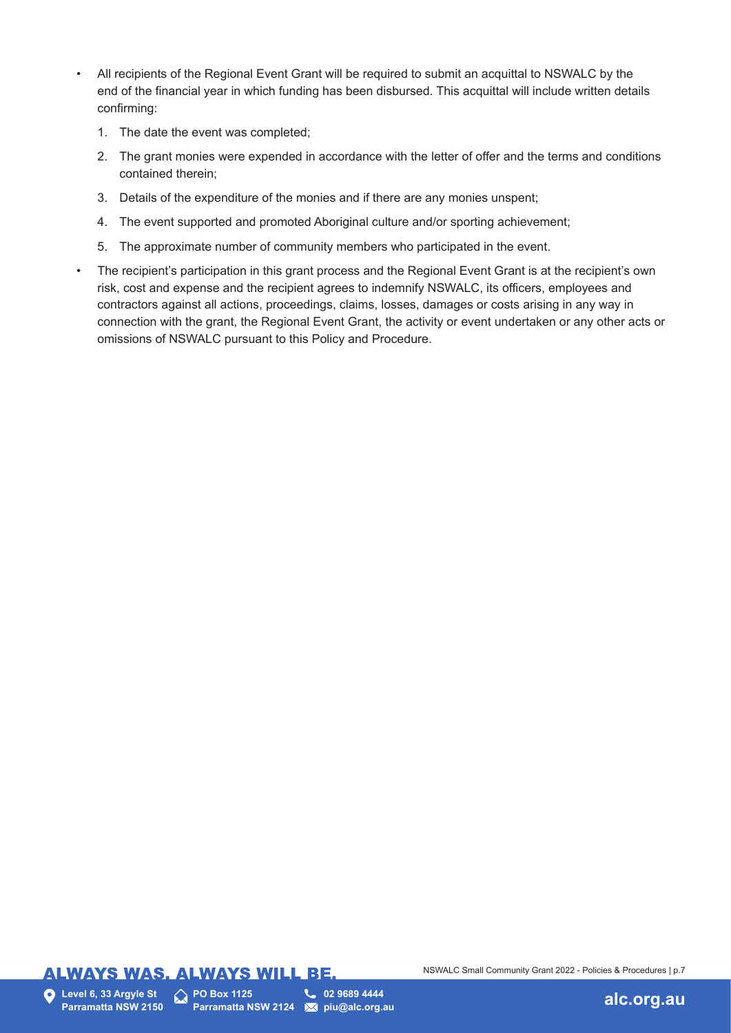- All recipients of the Regional Event Grant will be required to submit an acquittal to NSWALC by the end of the financial year in which funding has been disbursed. This acquittal will include written details confirming:
    1. The date the event was completed;
    2. The grant monies were expended in accordance with the letter of offer and the terms and conditions contained therein;
    3. Details of the expenditure of the monies and if there are any monies unspent;
    4. The event supported and promoted Aboriginal culture and/or sporting achievement;
    5. The approximate number of community members who participated in the event.
- The recipient's participation in this grant process and the Regional Event Grant is at the recipient's own risk, cost and expense and the recipient agrees to indemnify NSWALC, its officers, employees and contractors against all actions, proceedings, claims, losses, damages or costs arising in any way in connection with the grant, the Regional Event Grant, the activity or event undertaken or any other acts or omissions of NSWALC pursuant to this Policy and Procedure.